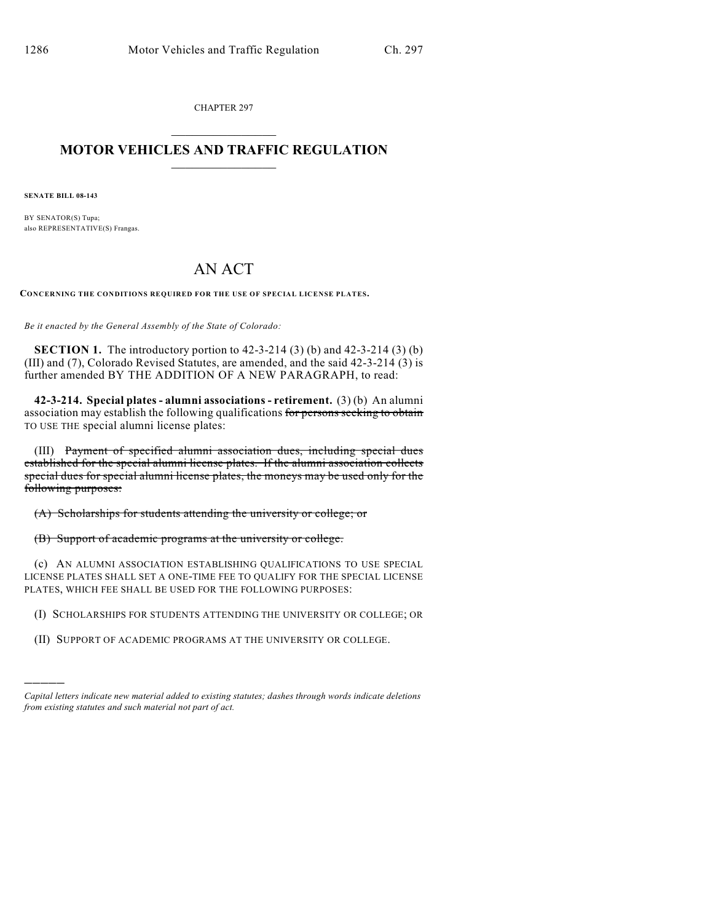CHAPTER 297

# MOTOR VEHICLES AND TRAFFIC REGULATION

**SENATE BILL 08-143**

BY SENATOR(S) Tupa;
also REPRESENTATIVE(S) Frangas.

# AN ACT

**CONCERNING THE CONDITIONS REQUIRED FOR THE USE OF SPECIAL LICENSE PLATES.**

*Be it enacted by the General Assembly of the State of Colorado:*

**SECTION 1.** The introductory portion to 42-3-214 (3) (b) and 42-3-214 (3) (b) (III) and (7), Colorado Revised Statutes, are amended, and the said 42-3-214 (3) is further amended BY THE ADDITION OF A NEW PARAGRAPH, to read:

**42-3-214. Special plates - alumni associations - retirement.** (3) (b) An alumni association may establish the following qualifications ~~for persons seeking to obtain~~ TO USE THE special alumni license plates:

(III) ~~Payment of specified alumni association dues, including special dues established for the special alumni license plates. If the alumni association collects special dues for special alumni license plates, the moneys may be used only for the following purposes:~~

~~(A) Scholarships for students attending the university or college; or~~

~~(B) Support of academic programs at the university or college.~~

(c) AN ALUMNI ASSOCIATION ESTABLISHING QUALIFICATIONS TO USE SPECIAL LICENSE PLATES SHALL SET A ONE-TIME FEE TO QUALIFY FOR THE SPECIAL LICENSE PLATES, WHICH FEE SHALL BE USED FOR THE FOLLOWING PURPOSES:

(I) SCHOLARSHIPS FOR STUDENTS ATTENDING THE UNIVERSITY OR COLLEGE; OR

(II) SUPPORT OF ACADEMIC PROGRAMS AT THE UNIVERSITY OR COLLEGE.

---

*Capital letters indicate new material added to existing statutes; dashes through words indicate deletions from existing statutes and such material not part of act.*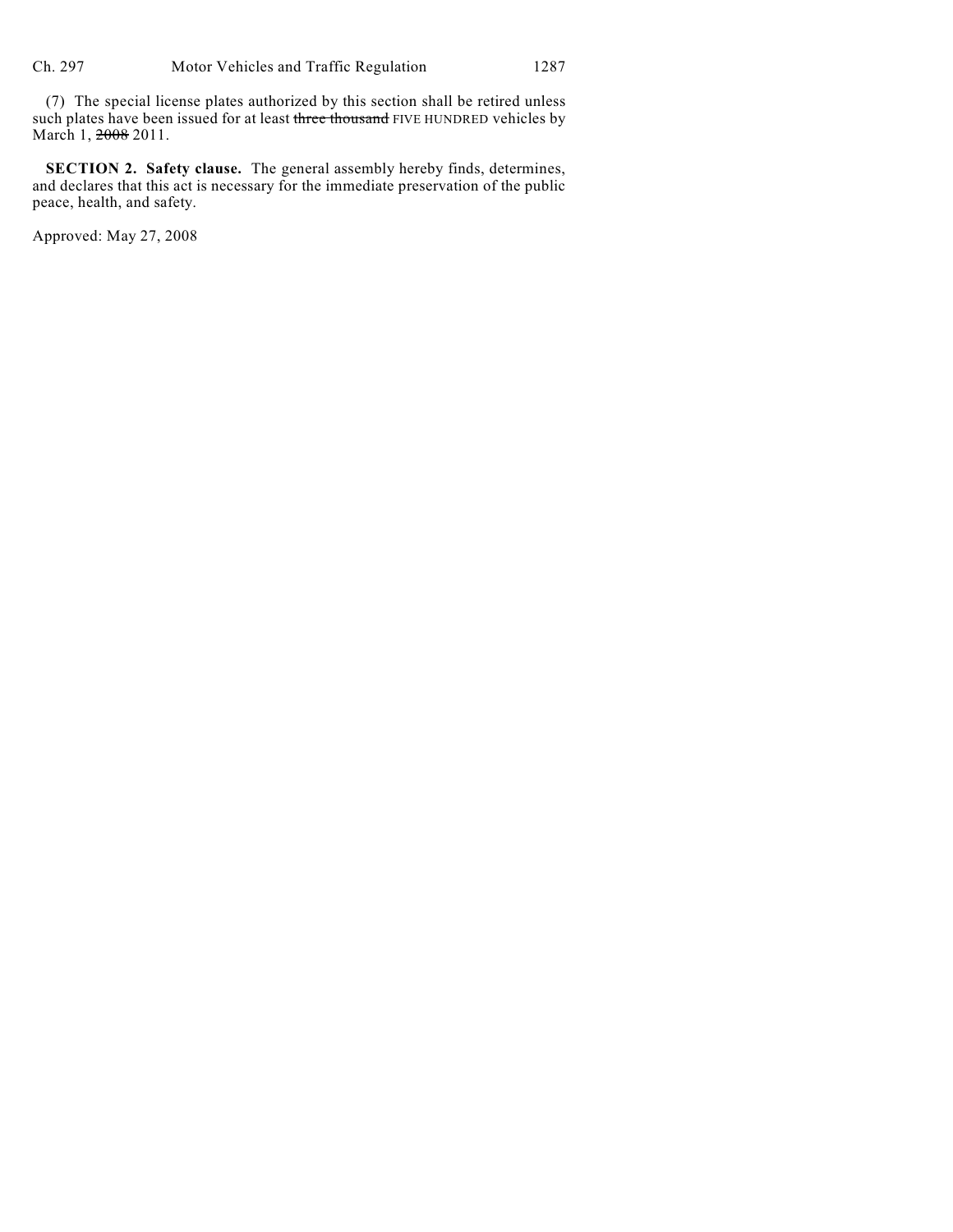(7) The special license plates authorized by this section shall be retired unless such plates have been issued for at least ~~three thousand~~ FIVE HUNDRED vehicles by March 1, ~~2008~~ 2011.

**SECTION 2. Safety clause.** The general assembly hereby finds, determines, and declares that this act is necessary for the immediate preservation of the public peace, health, and safety.

Approved: May 27, 2008